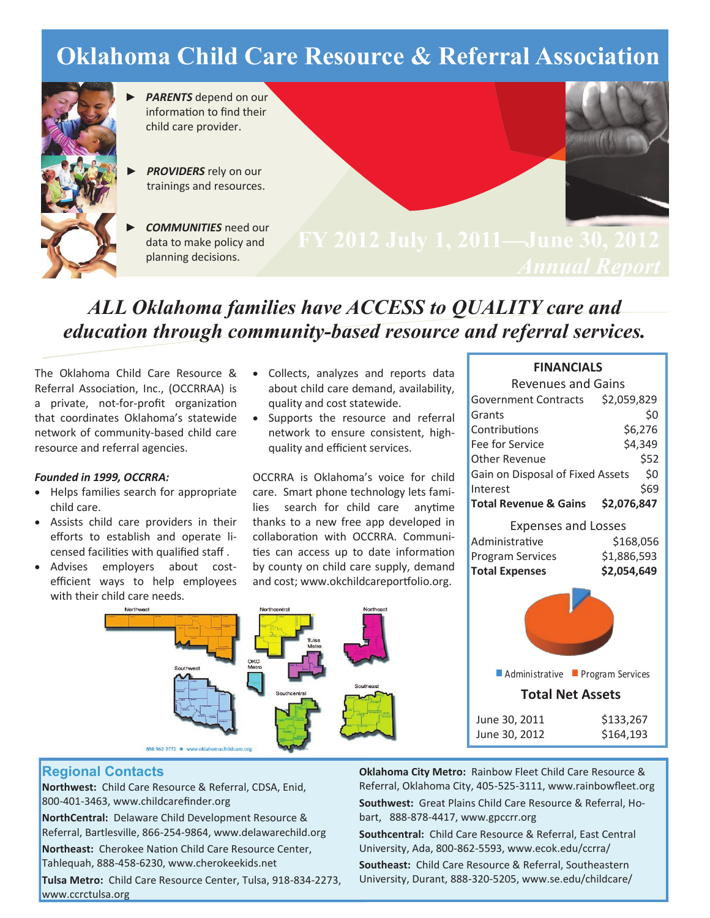# Oklahoma Child Care Resource & Referral Association

- ***PARENTS*** depend on our information to find their child care provider.
- ***PROVIDERS*** rely on our trainings and resources.
- ***COMMUNITIES*** need our data to make policy and planning decisions.

**FY 2012 July 1, 2011—June 30, 2012**
***Annual Report***

## *ALL Oklahoma families have ACCESS to QUALITY care and education through community-based resource and referral services.*

The Oklahoma Child Care Resource & Referral Association, Inc., (OCCRRAA) is a private, not-for-profit organization that coordinates Oklahoma's statewide network of community-based child care resource and referral agencies.

***Founded in 1999, OCCRRA:***

- Helps families search for appropriate child care.
- Assists child care providers in their efforts to establish and operate licensed facilities with qualified staff .
- Advises employers about cost-efficient ways to help employees with their child care needs.
- Collects, analyzes and reports data about child care demand, availability, quality and cost statewide.
- Supports the resource and referral network to ensure consistent, high-quality and efficient services.

OCCRRA is Oklahoma's voice for child care. Smart phone technology lets families search for child care anytime thanks to a new free app developed in collaboration with OCCRRA. Communities can access up to date information by county on child care supply, demand and cost; www.okchildcareportfolio.org.

Northwest, Northcentral, Northeast, Tulsa Metro, OKC Metro, Southwest, Southcentral, Southeast

888 962 2772 ★ www.oklahomachildcare.org

### FINANCIALS

| Revenues and Gains | |
|---|---|
| Government Contracts | $2,059,829 |
| Grants | $0 |
| Contributions | $6,276 |
| Fee for Service | $4,349 |
| Other Revenue | $52 |
| Gain on Disposal of Fixed Assets | $0 |
| Interest | $69 |
| **Total Revenue & Gains** | **$2,076,847** |

| Expenses and Losses | |
|---|---|
| Administrative | $168,056 |
| Program Services | $1,886,593 |
| **Total Expenses** | **$2,054,649** |

Administrative ■ Program Services

**Total Net Assets**

| | |
|---|---|
| June 30, 2011 | $133,267 |
| June 30, 2012 | $164,193 |

### Regional Contacts

**Northwest:** Child Care Resource & Referral, CDSA, Enid, 800-401-3463, www.childcarefinder.org

**NorthCentral:** Delaware Child Development Resource & Referral, Bartlesville, 866-254-9864, www.delawarechild.org

**Northeast:** Cherokee Nation Child Care Resource Center, Tahlequah, 888-458-6230, www.cherokeekids.net

**Tulsa Metro:** Child Care Resource Center, Tulsa, 918-834-2273, www.ccrctulsa.org

**Oklahoma City Metro:** Rainbow Fleet Child Care Resource & Referral, Oklahoma City, 405-525-3111, www.rainbowfleet.org

**Southwest:** Great Plains Child Care Resource & Referral, Hobart, 888-878-4417, www.gpccrr.org

**Southcentral:** Child Care Resource & Referral, East Central University, Ada, 800-862-5593, www.ecok.edu/ccrra/

**Southeast:** Child Care Resource & Referral, Southeastern University, Durant, 888-320-5205, www.se.edu/childcare/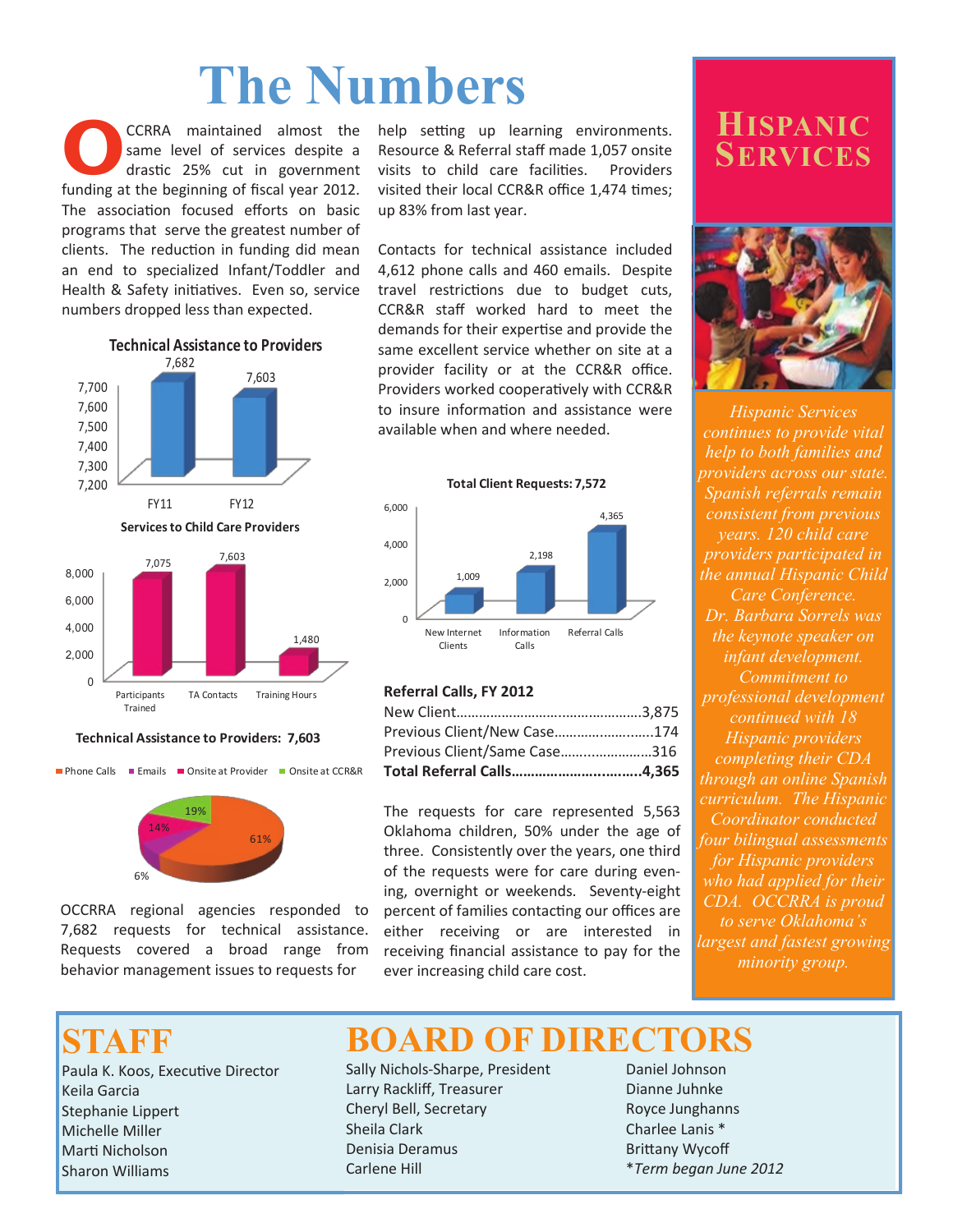# The Numbers

OCCRRA maintained almost the same level of services despite a drastic 25% cut in government funding at the beginning of fiscal year 2012. The association focused efforts on basic programs that serve the greatest number of clients. The reduction in funding did mean an end to specialized Infant/Toddler and Health & Safety initiatives. Even so, service numbers dropped less than expected.

**Technical Assistance to Providers**

7,682
7,603
7,700
7,600
7,500
7,400
7,300
7,200
FY11
FY12

**Services to Child Care Providers**

7,075
7,603
1,480
8,000
6,000
4,000
2,000
0
Participants Trained
TA Contacts
Training Hours

**Technical Assistance to Providers: 7,603**

Phone Calls
Emails
Onsite at Provider
Onsite at CCR&R

19%
14%
61%
6%

OCCRRA regional agencies responded to 7,682 requests for technical assistance. Requests covered a broad range from behavior management issues to requests for help setting up learning environments. Resource & Referral staff made 1,057 onsite visits to child care facilities. Providers visited their local CCR&R office 1,474 times; up 83% from last year.

Contacts for technical assistance included 4,612 phone calls and 460 emails. Despite travel restrictions due to budget cuts, CCR&R staff worked hard to meet the demands for their expertise and provide the same excellent service whether on site at a provider facility or at the CCR&R office. Providers worked cooperatively with CCR&R to insure information and assistance were available when and where needed.

**Total Client Requests: 7,572**

6,000
4,000
2,000
0
1,009
2,198
4,365
New Internet Clients
Information Calls
Referral Calls

**Referral Calls, FY 2012**

| | |
|---|---|
| New Client | 3,875 |
| Previous Client/New Case | 174 |
| Previous Client/Same Case | 316 |
| **Total Referral Calls** | **4,365** |

The requests for care represented 5,563 Oklahoma children, 50% under the age of three. Consistently over the years, one third of the requests were for care during evening, overnight or weekends. Seventy-eight percent of families contacting our offices are either receiving or are interested in receiving financial assistance to pay for the ever increasing child care cost.

## Hispanic Services

*Hispanic Services continues to provide vital help to both families and providers across our state. Spanish referrals remain consistent from previous years. 120 child care providers participated in the annual Hispanic Child Care Conference. Dr. Barbara Sorrels was the keynote speaker on infant development. Commitment to professional development continued with 18 Hispanic providers completing their CDA through an online Spanish curriculum. The Hispanic Coordinator conducted four bilingual assessments for Hispanic providers who had applied for their CDA. OCCRRA is proud to serve Oklahoma's largest and fastest growing minority group.*

## STAFF

Paula K. Koos, Executive Director
Keila Garcia
Stephanie Lippert
Michelle Miller
Marti Nicholson
Sharon Williams

## BOARD OF DIRECTORS

Sally Nichols-Sharpe, President
Larry Rackliff, Treasurer
Cheryl Bell, Secretary
Sheila Clark
Denisia Deramus
Carlene Hill
Daniel Johnson
Dianne Juhnke
Royce Junghanns
Charlee Lanis *
Brittany Wycoff
**Term began June 2012*